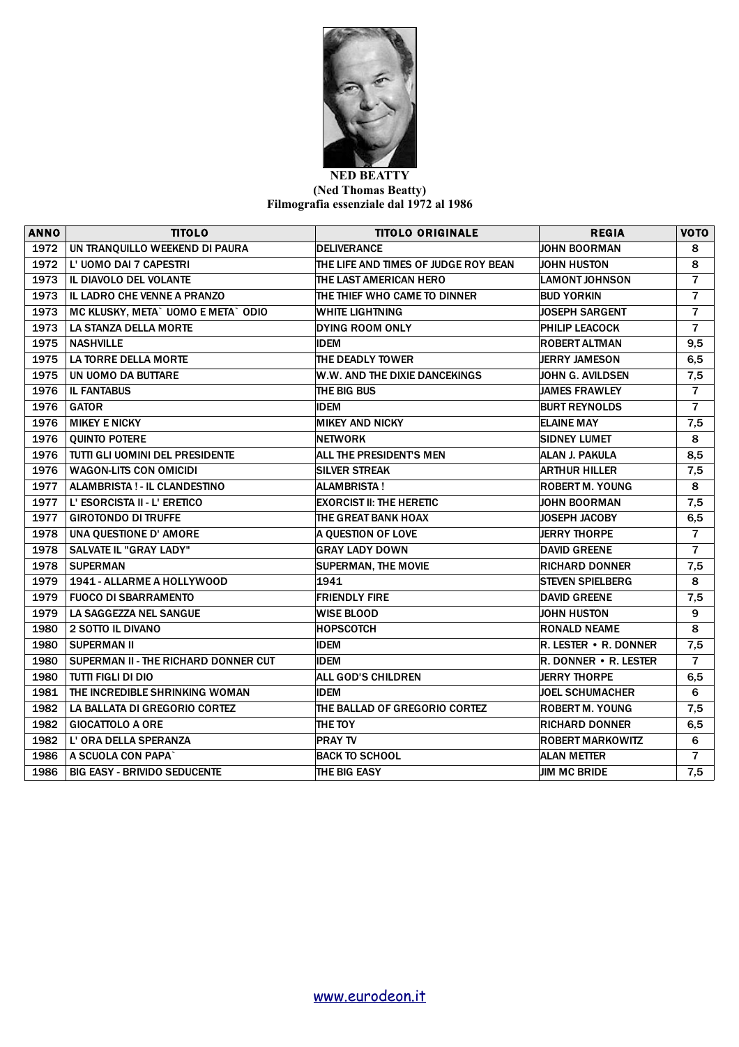**NED BEATTY**
**(Ned Thomas Beatty)**
**Filmografia essenziale dal 1972 al 1986**

| ANNO | TITOLO | TITOLO ORIGINALE | REGIA | VOTO |
|---|---|---|---|---|
| 1972 | UN TRANQUILLO WEEKEND DI PAURA | DELIVERANCE | JOHN BOORMAN | 8 |
| 1972 | L' UOMO DAI 7 CAPESTRI | THE LIFE AND TIMES OF JUDGE ROY BEAN | JOHN HUSTON | 8 |
| 1973 | IL DIAVOLO DEL VOLANTE | THE LAST AMERICAN HERO | LAMONT JOHNSON | 7 |
| 1973 | IL LADRO CHE VENNE A PRANZO | THE THIEF WHO CAME TO DINNER | BUD YORKIN | 7 |
| 1973 | MC KLUSKY, META` UOMO E META` ODIO | WHITE LIGHTNING | JOSEPH SARGENT | 7 |
| 1973 | LA STANZA DELLA MORTE | DYING ROOM ONLY | PHILIP LEACOCK | 7 |
| 1975 | NASHVILLE | IDEM | ROBERT ALTMAN | 9,5 |
| 1975 | LA TORRE DELLA MORTE | THE DEADLY TOWER | JERRY JAMESON | 6,5 |
| 1975 | UN UOMO DA BUTTARE | W.W. AND THE DIXIE DANCEKINGS | JOHN G. AVILDSEN | 7,5 |
| 1976 | IL FANTABUS | THE BIG BUS | JAMES FRAWLEY | 7 |
| 1976 | GATOR | IDEM | BURT REYNOLDS | 7 |
| 1976 | MIKEY E NICKY | MIKEY AND NICKY | ELAINE MAY | 7,5 |
| 1976 | QUINTO POTERE | NETWORK | SIDNEY LUMET | 8 |
| 1976 | TUTTI GLI UOMINI DEL PRESIDENTE | ALL THE PRESIDENT'S MEN | ALAN J. PAKULA | 8,5 |
| 1976 | WAGON-LITS CON OMICIDI | SILVER STREAK | ARTHUR HILLER | 7,5 |
| 1977 | ALAMBRISTA ! - IL CLANDESTINO | ALAMBRISTA ! | ROBERT M. YOUNG | 8 |
| 1977 | L' ESORCISTA II - L' ERETICO | EXORCIST II: THE HERETIC | JOHN BOORMAN | 7,5 |
| 1977 | GIROTONDO DI TRUFFE | THE GREAT BANK HOAX | JOSEPH JACOBY | 6,5 |
| 1978 | UNA QUESTIONE D' AMORE | A QUESTION OF LOVE | JERRY THORPE | 7 |
| 1978 | SALVATE IL "GRAY LADY" | GRAY LADY DOWN | DAVID GREENE | 7 |
| 1978 | SUPERMAN | SUPERMAN, THE MOVIE | RICHARD DONNER | 7,5 |
| 1979 | 1941 - ALLARME A HOLLYWOOD | 1941 | STEVEN SPIELBERG | 8 |
| 1979 | FUOCO DI SBARRAMENTO | FRIENDLY FIRE | DAVID GREENE | 7,5 |
| 1979 | LA SAGGEZZA NEL SANGUE | WISE BLOOD | JOHN HUSTON | 9 |
| 1980 | 2 SOTTO IL DIVANO | HOPSCOTCH | RONALD NEAME | 8 |
| 1980 | SUPERMAN II | IDEM | R. LESTER • R. DONNER | 7,5 |
| 1980 | SUPERMAN II - THE RICHARD DONNER CUT | IDEM | R. DONNER • R. LESTER | 7 |
| 1980 | TUTTI FIGLI DI DIO | ALL GOD'S CHILDREN | JERRY THORPE | 6,5 |
| 1981 | THE INCREDIBLE SHRINKING WOMAN | IDEM | JOEL SCHUMACHER | 6 |
| 1982 | LA BALLATA DI GREGORIO CORTEZ | THE BALLAD OF GREGORIO CORTEZ | ROBERT M. YOUNG | 7,5 |
| 1982 | GIOCATTOLO A ORE | THE TOY | RICHARD DONNER | 6,5 |
| 1982 | L' ORA DELLA SPERANZA | PRAY TV | ROBERT MARKOWITZ | 6 |
| 1986 | A SCUOLA CON PAPA` | BACK TO SCHOOL | ALAN METTER | 7 |
| 1986 | BIG EASY - BRIVIDO SEDUCENTE | THE BIG EASY | JIM MC BRIDE | 7,5 |

www.eurodeon.it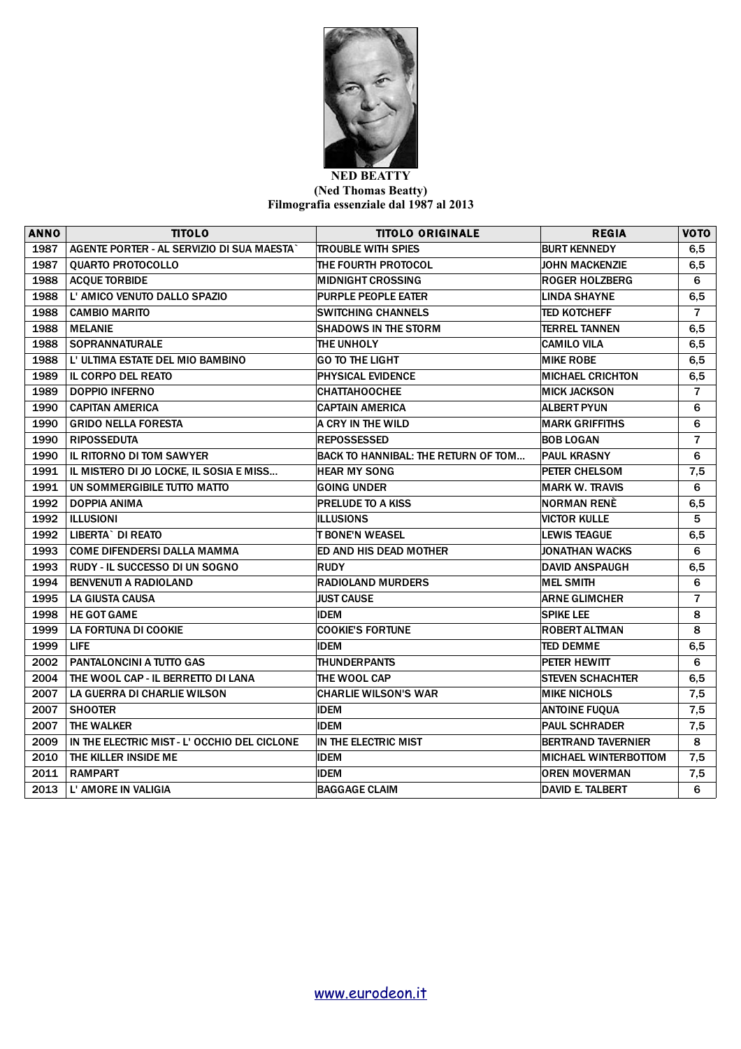**NED BEATTY**
**(Ned Thomas Beatty)**
**Filmografia essenziale dal 1987 al 2013**

| ANNO | TITOLO | TITOLO ORIGINALE | REGIA | VOTO |
|---|---|---|---|---|
| 1987 | AGENTE PORTER - AL SERVIZIO DI SUA MAESTA` | TROUBLE WITH SPIES | BURT KENNEDY | 6,5 |
| 1987 | QUARTO PROTOCOLLO | THE FOURTH PROTOCOL | JOHN MACKENZIE | 6,5 |
| 1988 | ACQUE TORBIDE | MIDNIGHT CROSSING | ROGER HOLZBERG | 6 |
| 1988 | L' AMICO VENUTO DALLO SPAZIO | PURPLE PEOPLE EATER | LINDA SHAYNE | 6,5 |
| 1988 | CAMBIO MARITO | SWITCHING CHANNELS | TED KOTCHEFF | 7 |
| 1988 | MELANIE | SHADOWS IN THE STORM | TERREL TANNEN | 6,5 |
| 1988 | SOPRANNATURALE | THE UNHOLY | CAMILO VILA | 6,5 |
| 1988 | L' ULTIMA ESTATE DEL MIO BAMBINO | GO TO THE LIGHT | MIKE ROBE | 6,5 |
| 1989 | IL CORPO DEL REATO | PHYSICAL EVIDENCE | MICHAEL CRICHTON | 6,5 |
| 1989 | DOPPIO INFERNO | CHATTAHOOCHEE | MICK JACKSON | 7 |
| 1990 | CAPITAN AMERICA | CAPTAIN AMERICA | ALBERT PYUN | 6 |
| 1990 | GRIDO NELLA FORESTA | A CRY IN THE WILD | MARK GRIFFITHS | 6 |
| 1990 | RIPOSSEDUTA | REPOSSESSED | BOB LOGAN | 7 |
| 1990 | IL RITORNO DI TOM SAWYER | BACK TO HANNIBAL: THE RETURN OF TOM... | PAUL KRASNY | 6 |
| 1991 | IL MISTERO DI JO LOCKE, IL SOSIA E MISS... | HEAR MY SONG | PETER CHELSOM | 7,5 |
| 1991 | UN SOMMERGIBILE TUTTO MATTO | GOING UNDER | MARK W. TRAVIS | 6 |
| 1992 | DOPPIA ANIMA | PRELUDE TO A KISS | NORMAN RENÈ | 6,5 |
| 1992 | ILLUSIONI | ILLUSIONS | VICTOR KULLE | 5 |
| 1992 | LIBERTA` DI REATO | T BONE'N WEASEL | LEWIS TEAGUE | 6,5 |
| 1993 | COME DIFENDERSI DALLA MAMMA | ED AND HIS DEAD MOTHER | JONATHAN WACKS | 6 |
| 1993 | RUDY - IL SUCCESSO DI UN SOGNO | RUDY | DAVID ANSPAUGH | 6,5 |
| 1994 | BENVENUTI A RADIOLAND | RADIOLAND MURDERS | MEL SMITH | 6 |
| 1995 | LA GIUSTA CAUSA | JUST CAUSE | ARNE GLIMCHER | 7 |
| 1998 | HE GOT GAME | IDEM | SPIKE LEE | 8 |
| 1999 | LA FORTUNA DI COOKIE | COOKIE'S FORTUNE | ROBERT ALTMAN | 8 |
| 1999 | LIFE | IDEM | TED DEMME | 6,5 |
| 2002 | PANTALONCINI A TUTTO GAS | THUNDERPANTS | PETER HEWITT | 6 |
| 2004 | THE WOOL CAP - IL BERRETTO DI LANA | THE WOOL CAP | STEVEN SCHACHTER | 6,5 |
| 2007 | LA GUERRA DI CHARLIE WILSON | CHARLIE WILSON'S WAR | MIKE NICHOLS | 7,5 |
| 2007 | SHOOTER | IDEM | ANTOINE FUQUA | 7,5 |
| 2007 | THE WALKER | IDEM | PAUL SCHRADER | 7,5 |
| 2009 | IN THE ELECTRIC MIST - L' OCCHIO DEL CICLONE | IN THE ELECTRIC MIST | BERTRAND TAVERNIER | 8 |
| 2010 | THE KILLER INSIDE ME | IDEM | MICHAEL WINTERBOTTOM | 7,5 |
| 2011 | RAMPART | IDEM | OREN MOVERMAN | 7,5 |
| 2013 | L' AMORE IN VALIGIA | BAGGAGE CLAIM | DAVID E. TALBERT | 6 |

www.eurodeon.it